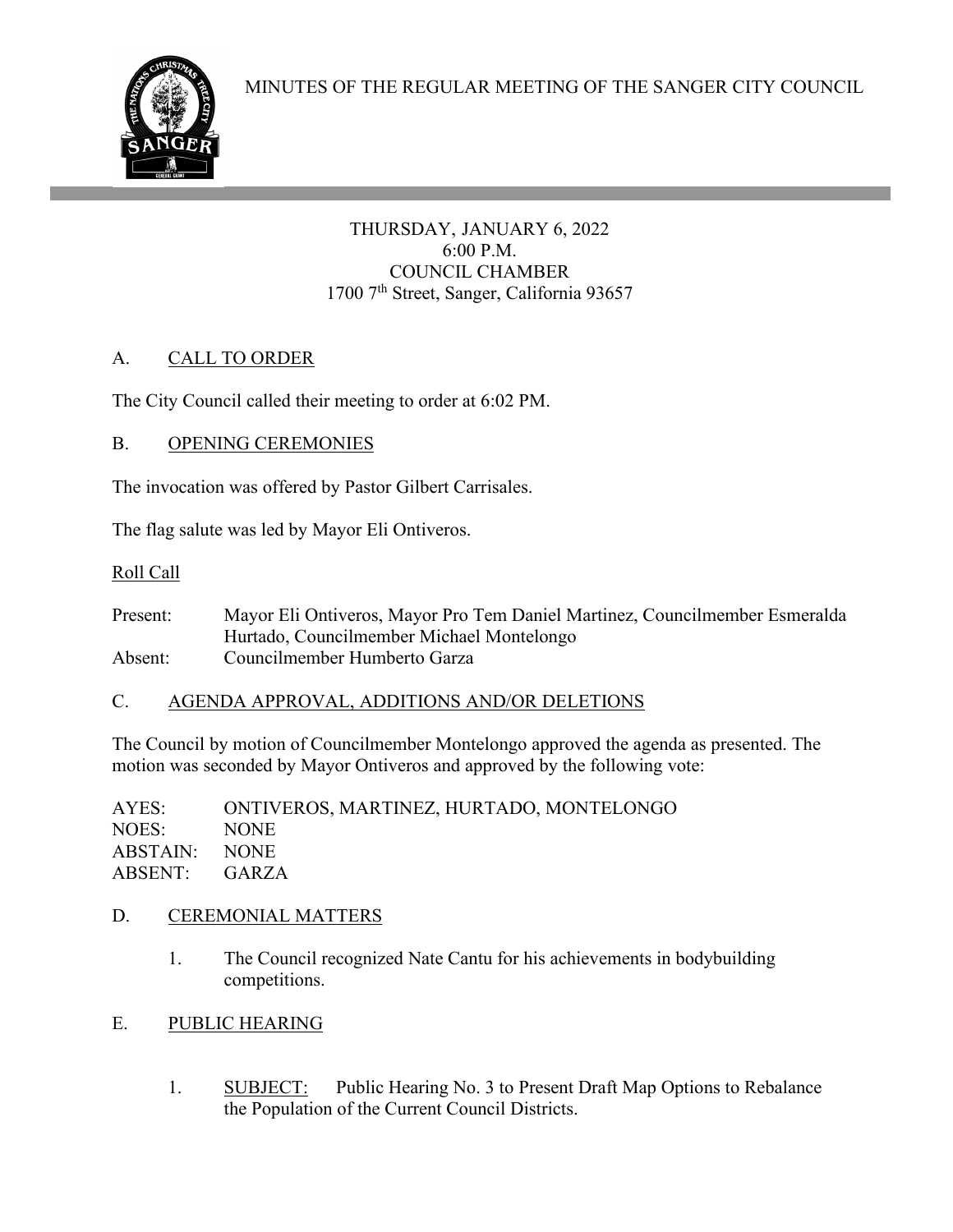# MINUTES OF THE REGULAR MEETING OF THE SANGER CITY COUNCIL

THURSDAY, JANUARY 6, 2022
6:00 P.M.
COUNCIL CHAMBER
1700 7th Street, Sanger, California 93657

## A. CALL TO ORDER

The City Council called their meeting to order at 6:02 PM.

## B. OPENING CEREMONIES

The invocation was offered by Pastor Gilbert Carrisales.

The flag salute was led by Mayor Eli Ontiveros.

Roll Call

Present: Mayor Eli Ontiveros, Mayor Pro Tem Daniel Martinez, Councilmember Esmeralda Hurtado, Councilmember Michael Montelongo
Absent: Councilmember Humberto Garza

## C. AGENDA APPROVAL, ADDITIONS AND/OR DELETIONS

The Council by motion of Councilmember Montelongo approved the agenda as presented. The motion was seconded by Mayor Ontiveros and approved by the following vote:

AYES: ONTIVEROS, MARTINEZ, HURTADO, MONTELONGO
NOES: NONE
ABSTAIN: NONE
ABSENT: GARZA

## D. CEREMONIAL MATTERS

1. The Council recognized Nate Cantu for his achievements in bodybuilding competitions.

## E. PUBLIC HEARING

1. SUBJECT: Public Hearing No. 3 to Present Draft Map Options to Rebalance the Population of the Current Council Districts.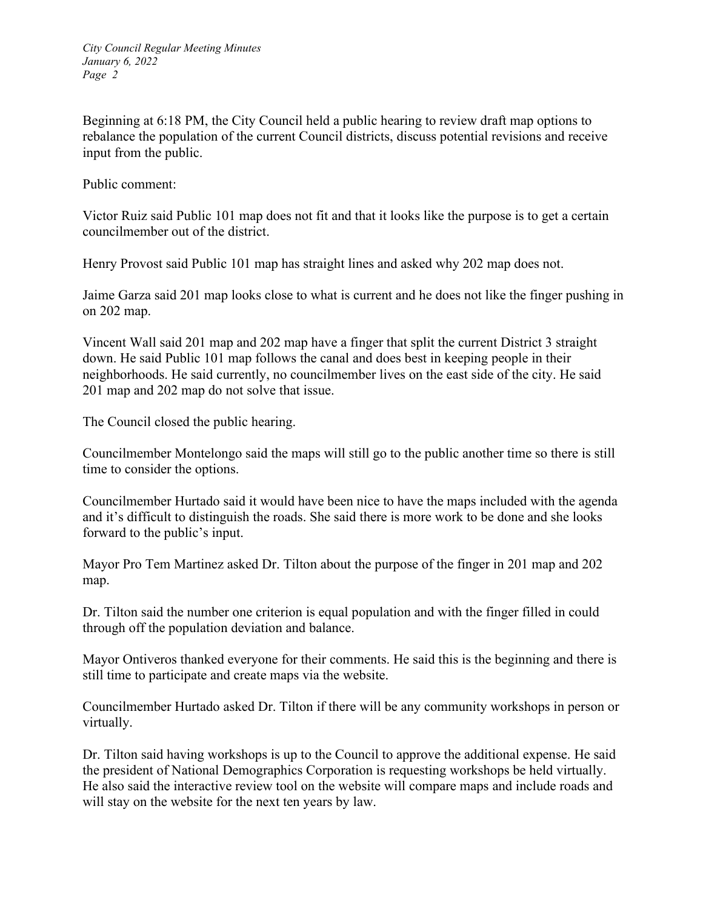Beginning at 6:18 PM, the City Council held a public hearing to review draft map options to rebalance the population of the current Council districts, discuss potential revisions and receive input from the public.

Public comment:

Victor Ruiz said Public 101 map does not fit and that it looks like the purpose is to get a certain councilmember out of the district.

Henry Provost said Public 101 map has straight lines and asked why 202 map does not.

Jaime Garza said 201 map looks close to what is current and he does not like the finger pushing in on 202 map.

Vincent Wall said 201 map and 202 map have a finger that split the current District 3 straight down. He said Public 101 map follows the canal and does best in keeping people in their neighborhoods. He said currently, no councilmember lives on the east side of the city. He said 201 map and 202 map do not solve that issue.

The Council closed the public hearing.

Councilmember Montelongo said the maps will still go to the public another time so there is still time to consider the options.

Councilmember Hurtado said it would have been nice to have the maps included with the agenda and it's difficult to distinguish the roads. She said there is more work to be done and she looks forward to the public's input.

Mayor Pro Tem Martinez asked Dr. Tilton about the purpose of the finger in 201 map and 202 map.

Dr. Tilton said the number one criterion is equal population and with the finger filled in could through off the population deviation and balance.

Mayor Ontiveros thanked everyone for their comments. He said this is the beginning and there is still time to participate and create maps via the website.

Councilmember Hurtado asked Dr. Tilton if there will be any community workshops in person or virtually.

Dr. Tilton said having workshops is up to the Council to approve the additional expense. He said the president of National Demographics Corporation is requesting workshops be held virtually. He also said the interactive review tool on the website will compare maps and include roads and will stay on the website for the next ten years by law.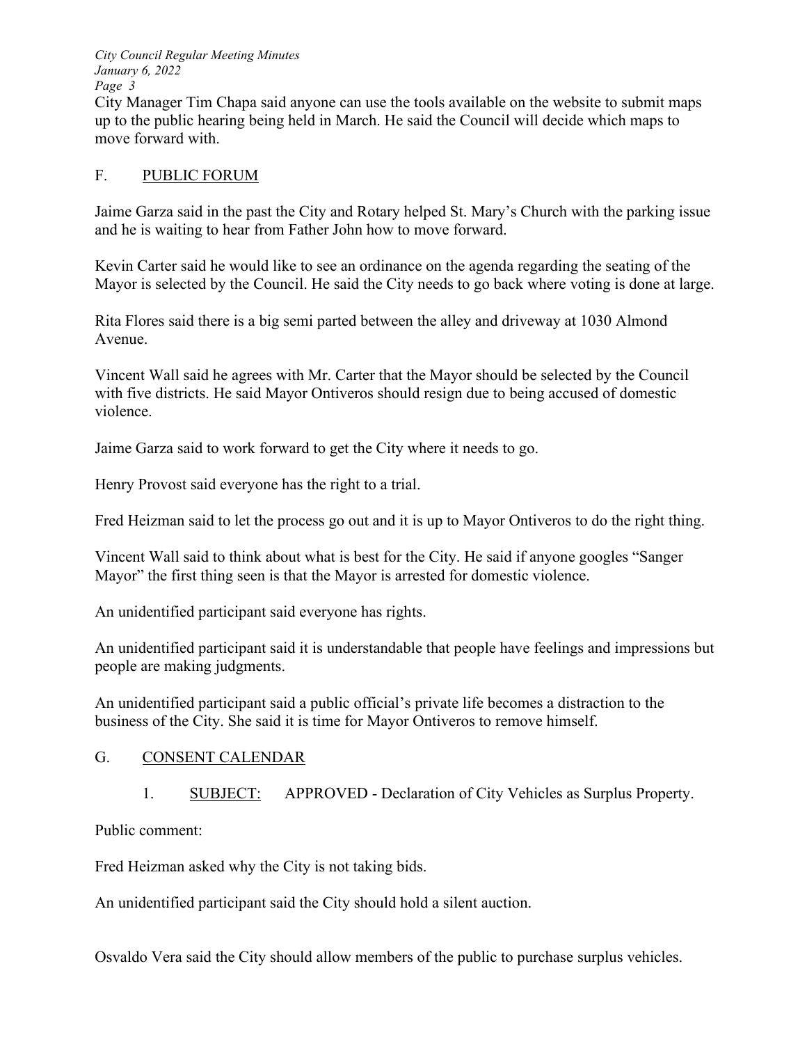City Manager Tim Chapa said anyone can use the tools available on the website to submit maps up to the public hearing being held in March. He said the Council will decide which maps to move forward with.

## F. PUBLIC FORUM

Jaime Garza said in the past the City and Rotary helped St. Mary's Church with the parking issue and he is waiting to hear from Father John how to move forward.

Kevin Carter said he would like to see an ordinance on the agenda regarding the seating of the Mayor is selected by the Council. He said the City needs to go back where voting is done at large.

Rita Flores said there is a big semi parted between the alley and driveway at 1030 Almond Avenue.

Vincent Wall said he agrees with Mr. Carter that the Mayor should be selected by the Council with five districts. He said Mayor Ontiveros should resign due to being accused of domestic violence.

Jaime Garza said to work forward to get the City where it needs to go.

Henry Provost said everyone has the right to a trial.

Fred Heizman said to let the process go out and it is up to Mayor Ontiveros to do the right thing.

Vincent Wall said to think about what is best for the City. He said if anyone googles "Sanger Mayor" the first thing seen is that the Mayor is arrested for domestic violence.

An unidentified participant said everyone has rights.

An unidentified participant said it is understandable that people have feelings and impressions but people are making judgments.

An unidentified participant said a public official's private life becomes a distraction to the business of the City. She said it is time for Mayor Ontiveros to remove himself.

## G. CONSENT CALENDAR

1. SUBJECT: APPROVED - Declaration of City Vehicles as Surplus Property.

Public comment:

Fred Heizman asked why the City is not taking bids.

An unidentified participant said the City should hold a silent auction.

Osvaldo Vera said the City should allow members of the public to purchase surplus vehicles.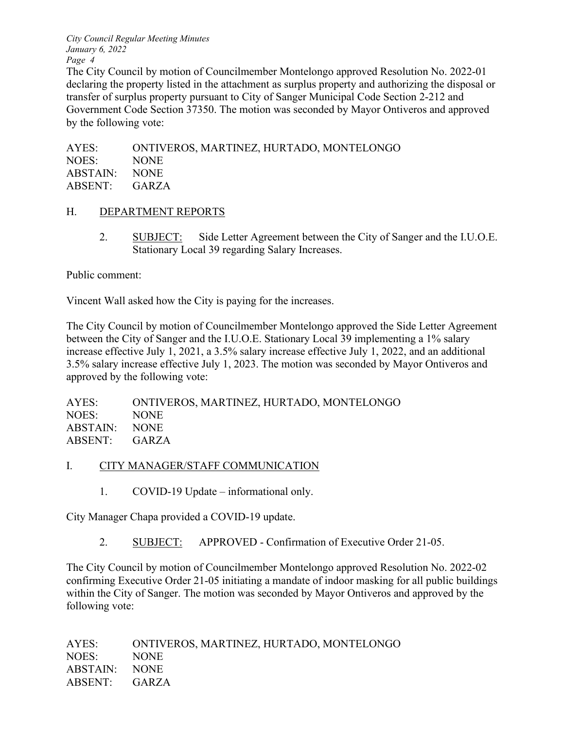The City Council by motion of Councilmember Montelongo approved Resolution No. 2022-01 declaring the property listed in the attachment as surplus property and authorizing the disposal or transfer of surplus property pursuant to City of Sanger Municipal Code Section 2-212 and Government Code Section 37350. The motion was seconded by Mayor Ontiveros and approved by the following vote:

AYES: ONTIVEROS, MARTINEZ, HURTADO, MONTELONGO
NOES: NONE
ABSTAIN: NONE
ABSENT: GARZA

## H. DEPARTMENT REPORTS

2. SUBJECT: Side Letter Agreement between the City of Sanger and the I.U.O.E. Stationary Local 39 regarding Salary Increases.

Public comment:

Vincent Wall asked how the City is paying for the increases.

The City Council by motion of Councilmember Montelongo approved the Side Letter Agreement between the City of Sanger and the I.U.O.E. Stationary Local 39 implementing a 1% salary increase effective July 1, 2021, a 3.5% salary increase effective July 1, 2022, and an additional 3.5% salary increase effective July 1, 2023. The motion was seconded by Mayor Ontiveros and approved by the following vote:

AYES: ONTIVEROS, MARTINEZ, HURTADO, MONTELONGO
NOES: NONE
ABSTAIN: NONE
ABSENT: GARZA

## I. CITY MANAGER/STAFF COMMUNICATION

1. COVID-19 Update – informational only.

City Manager Chapa provided a COVID-19 update.

2. SUBJECT: APPROVED - Confirmation of Executive Order 21-05.

The City Council by motion of Councilmember Montelongo approved Resolution No. 2022-02 confirming Executive Order 21-05 initiating a mandate of indoor masking for all public buildings within the City of Sanger. The motion was seconded by Mayor Ontiveros and approved by the following vote:

AYES: ONTIVEROS, MARTINEZ, HURTADO, MONTELONGO
NOES: NONE
ABSTAIN: NONE
ABSENT: GARZA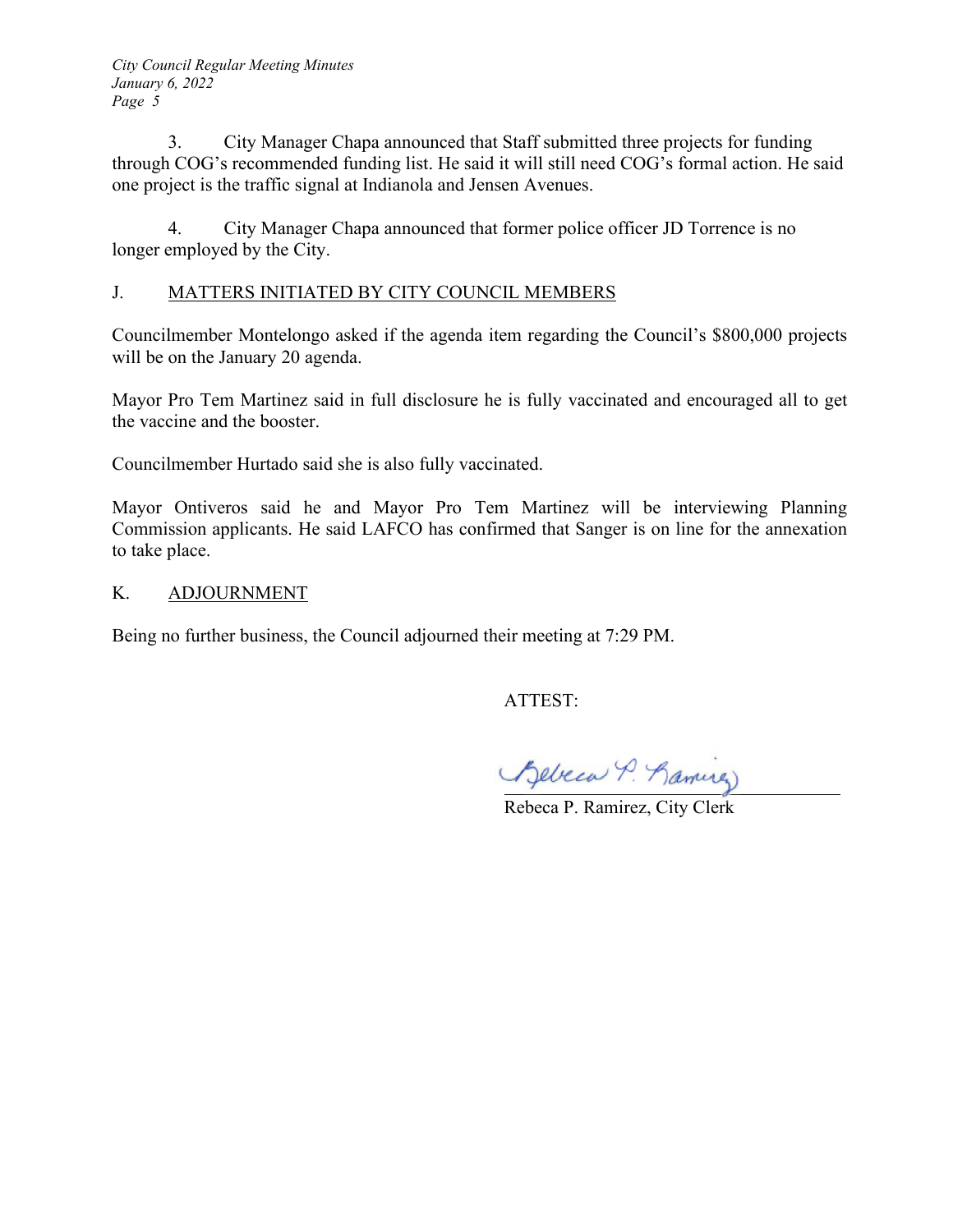3. City Manager Chapa announced that Staff submitted three projects for funding through COG's recommended funding list. He said it will still need COG's formal action. He said one project is the traffic signal at Indianola and Jensen Avenues.

4. City Manager Chapa announced that former police officer JD Torrence is no longer employed by the City.

## J. MATTERS INITIATED BY CITY COUNCIL MEMBERS

Councilmember Montelongo asked if the agenda item regarding the Council's $800,000 projects will be on the January 20 agenda.

Mayor Pro Tem Martinez said in full disclosure he is fully vaccinated and encouraged all to get the vaccine and the booster.

Councilmember Hurtado said she is also fully vaccinated.

Mayor Ontiveros said he and Mayor Pro Tem Martinez will be interviewing Planning Commission applicants. He said LAFCO has confirmed that Sanger is on line for the annexation to take place.

## K. ADJOURNMENT

Being no further business, the Council adjourned their meeting at 7:29 PM.

ATTEST:

Rebeca P. Ramirez

Rebeca P. Ramirez, City Clerk